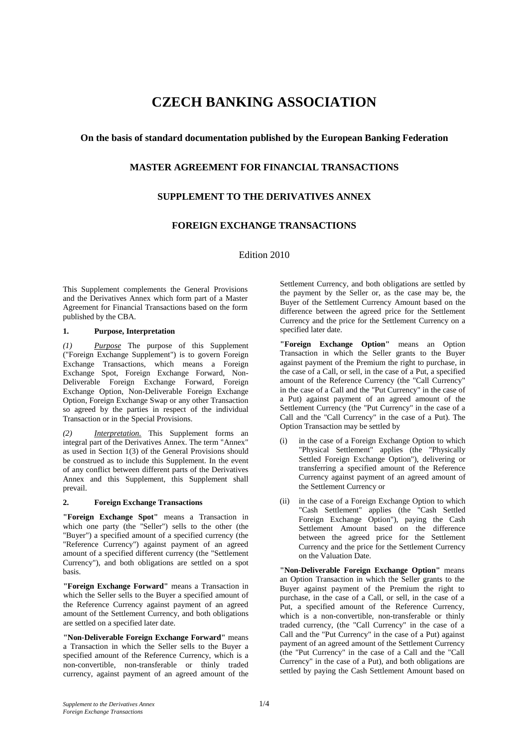# CZECH BANKING ASSOCIATION

### On the basis of standard documentation published by the European Banking Federation

### MASTER AGREEMENT FOR FINANCIAL TRANSACTIONS

### SUPPLEMENT TO THE DERIVATIVES ANNEX

### FOREIGN EXCHANGE TRANSACTIONS

Edition 2010

This Supplement complements the General Provisions and the Derivatives Annex which form part of a Master Agreement for Financial Transactions based on the form published by the CBA.

## 1. Purpose, Interpretation

*(1)* *Purpose* The purpose of this Supplement ("Foreign Exchange Supplement") is to govern Foreign Exchange Transactions, which means a Foreign Exchange Spot, Foreign Exchange Forward, Non-Deliverable Foreign Exchange Forward, Foreign Exchange Option, Non-Deliverable Foreign Exchange Option, Foreign Exchange Swap or any other Transaction so agreed by the parties in respect of the individual Transaction or in the Special Provisions.

*(2)* *Interpretation.* This Supplement forms an integral part of the Derivatives Annex. The term "Annex" as used in Section 1(3) of the General Provisions should be construed as to include this Supplement. In the event of any conflict between different parts of the Derivatives Annex and this Supplement, this Supplement shall prevail.

## 2. Foreign Exchange Transactions

**"Foreign Exchange Spot"** means a Transaction in which one party (the "Seller") sells to the other (the "Buyer") a specified amount of a specified currency (the "Reference Currency") against payment of an agreed amount of a specified different currency (the "Settlement Currency"), and both obligations are settled on a spot basis.

**"Foreign Exchange Forward"** means a Transaction in which the Seller sells to the Buyer a specified amount of the Reference Currency against payment of an agreed amount of the Settlement Currency, and both obligations are settled on a specified later date.

**"Non-Deliverable Foreign Exchange Forward"** means a Transaction in which the Seller sells to the Buyer a specified amount of the Reference Currency, which is a non-convertible, non-transferable or thinly traded currency, against payment of an agreed amount of the Settlement Currency, and both obligations are settled by the payment by the Seller or, as the case may be, the Buyer of the Settlement Currency Amount based on the difference between the agreed price for the Settlement Currency and the price for the Settlement Currency on a specified later date.

**"Foreign Exchange Option"** means an Option Transaction in which the Seller grants to the Buyer against payment of the Premium the right to purchase, in the case of a Call, or sell, in the case of a Put, a specified amount of the Reference Currency (the "Call Currency" in the case of a Call and the "Put Currency" in the case of a Put) against payment of an agreed amount of the Settlement Currency (the "Put Currency" in the case of a Call and the "Call Currency" in the case of a Put). The Option Transaction may be settled by

(i) in the case of a Foreign Exchange Option to which "Physical Settlement" applies (the "Physically Settled Foreign Exchange Option"), delivering or transferring a specified amount of the Reference Currency against payment of an agreed amount of the Settlement Currency or

(ii) in the case of a Foreign Exchange Option to which "Cash Settlement" applies (the "Cash Settled Foreign Exchange Option"), paying the Cash Settlement Amount based on the difference between the agreed price for the Settlement Currency and the price for the Settlement Currency on the Valuation Date.

**"Non-Deliverable Foreign Exchange Option"** means an Option Transaction in which the Seller grants to the Buyer against payment of the Premium the right to purchase, in the case of a Call, or sell, in the case of a Put, a specified amount of the Reference Currency, which is a non-convertible, non-transferable or thinly traded currency, (the "Call Currency" in the case of a Call and the "Put Currency" in the case of a Put) against payment of an agreed amount of the Settlement Currency (the "Put Currency" in the case of a Call and the "Call Currency" in the case of a Put), and both obligations are settled by paying the Cash Settlement Amount based on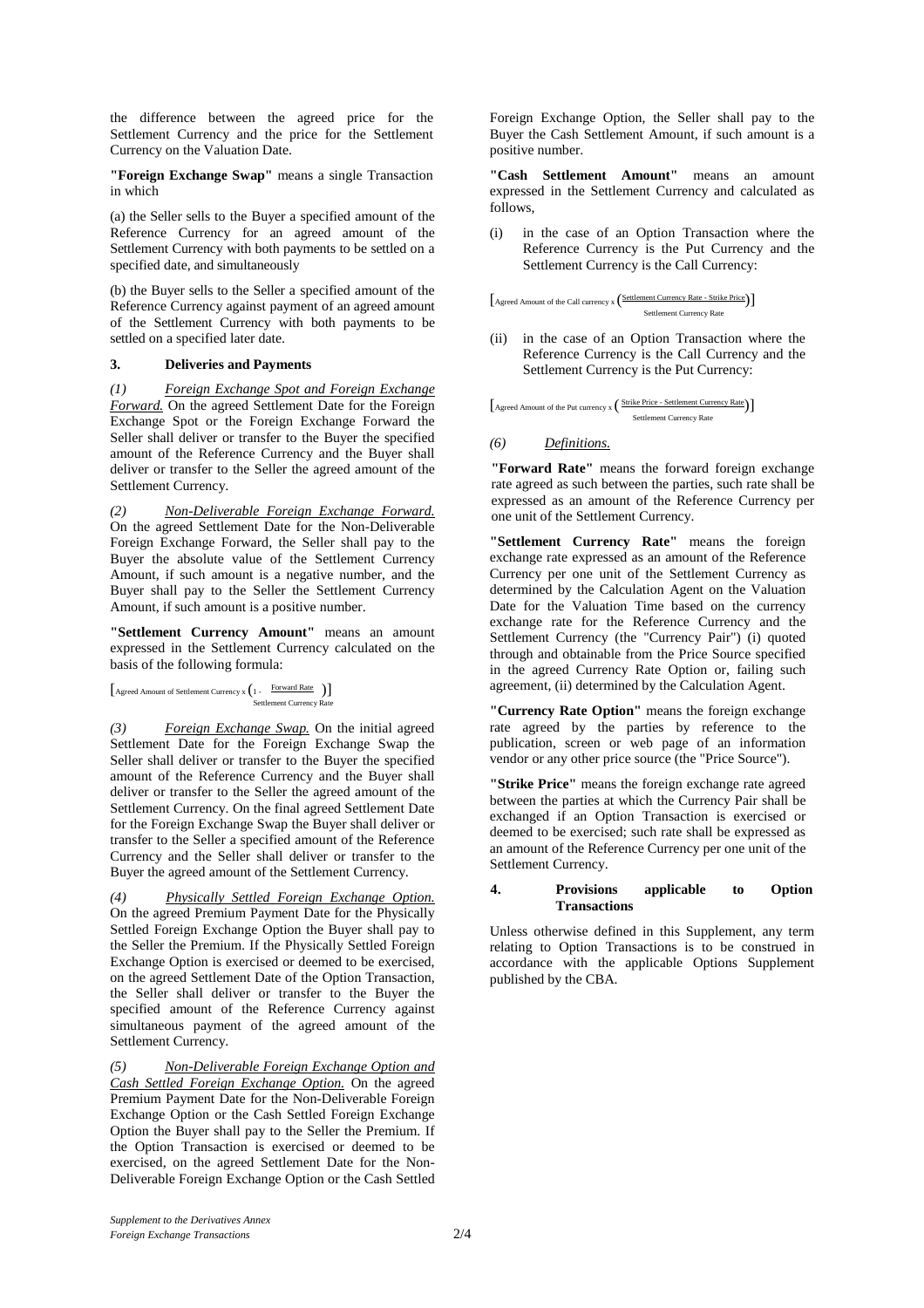the difference between the agreed price for the Settlement Currency and the price for the Settlement Currency on the Valuation Date.

**"Foreign Exchange Swap"** means a single Transaction in which

(a) the Seller sells to the Buyer a specified amount of the Reference Currency for an agreed amount of the Settlement Currency with both payments to be settled on a specified date, and simultaneously

(b) the Buyer sells to the Seller a specified amount of the Reference Currency against payment of an agreed amount of the Settlement Currency with both payments to be settled on a specified later date.

### 3. Deliveries and Payments

*(1)* *Foreign Exchange Spot and Foreign Exchange Forward.* On the agreed Settlement Date for the Foreign Exchange Spot or the Foreign Exchange Forward the Seller shall deliver or transfer to the Buyer the specified amount of the Reference Currency and the Buyer shall deliver or transfer to the Seller the agreed amount of the Settlement Currency.

*(2)* *Non-Deliverable Foreign Exchange Forward.* On the agreed Settlement Date for the Non-Deliverable Foreign Exchange Forward, the Seller shall pay to the Buyer the absolute value of the Settlement Currency Amount, if such amount is a negative number, and the Buyer shall pay to the Seller the Settlement Currency Amount, if such amount is a positive number.

**"Settlement Currency Amount"** means an amount expressed in the Settlement Currency calculated on the basis of the following formula:

$$\left[\text{Agreed Amount of Settlement Currency} \times \left(1 - \frac{\text{Forward Rate}}{\text{Settlement Currency Rate}}\right)\right]$$

*(3)* *Foreign Exchange Swap.* On the initial agreed Settlement Date for the Foreign Exchange Swap the Seller shall deliver or transfer to the Buyer the specified amount of the Reference Currency and the Buyer shall deliver or transfer to the Seller the agreed amount of the Settlement Currency. On the final agreed Settlement Date for the Foreign Exchange Swap the Buyer shall deliver or transfer to the Seller a specified amount of the Reference Currency and the Seller shall deliver or transfer to the Buyer the agreed amount of the Settlement Currency.

*(4)* *Physically Settled Foreign Exchange Option.* On the agreed Premium Payment Date for the Physically Settled Foreign Exchange Option the Buyer shall pay to the Seller the Premium. If the Physically Settled Foreign Exchange Option is exercised or deemed to be exercised, on the agreed Settlement Date of the Option Transaction, the Seller shall deliver or transfer to the Buyer the specified amount of the Reference Currency against simultaneous payment of the agreed amount of the Settlement Currency.

*(5)* *Non-Deliverable Foreign Exchange Option and Cash Settled Foreign Exchange Option.* On the agreed Premium Payment Date for the Non-Deliverable Foreign Exchange Option or the Cash Settled Foreign Exchange Option the Buyer shall pay to the Seller the Premium. If the Option Transaction is exercised or deemed to be exercised, on the agreed Settlement Date for the Non-Deliverable Foreign Exchange Option or the Cash Settled Foreign Exchange Option, the Seller shall pay to the Buyer the Cash Settlement Amount, if such amount is a positive number.

**"Cash Settlement Amount"** means an amount expressed in the Settlement Currency and calculated as follows,

(i) in the case of an Option Transaction where the Reference Currency is the Put Currency and the Settlement Currency is the Call Currency:

$$\left[\text{Agreed Amount of the Call currency} \times \left(\frac{\text{Settlement Currency Rate - Strike Price}}{\text{Settlement Currency Rate}}\right)\right]$$

(ii) in the case of an Option Transaction where the Reference Currency is the Call Currency and the Settlement Currency is the Put Currency:

$$\left[\text{Agreed Amount of the Put currency} \times \left(\frac{\text{Strike Price - Settlement Currency Rate}}{\text{Settlement Currency Rate}}\right)\right]$$

*(6)* *Definitions.*

**"Forward Rate"** means the forward foreign exchange rate agreed as such between the parties, such rate shall be expressed as an amount of the Reference Currency per one unit of the Settlement Currency.

**"Settlement Currency Rate"** means the foreign exchange rate expressed as an amount of the Reference Currency per one unit of the Settlement Currency as determined by the Calculation Agent on the Valuation Date for the Valuation Time based on the currency exchange rate for the Reference Currency and the Settlement Currency (the "Currency Pair") (i) quoted through and obtainable from the Price Source specified in the agreed Currency Rate Option or, failing such agreement, (ii) determined by the Calculation Agent.

**"Currency Rate Option"** means the foreign exchange rate agreed by the parties by reference to the publication, screen or web page of an information vendor or any other price source (the "Price Source").

**"Strike Price"** means the foreign exchange rate agreed between the parties at which the Currency Pair shall be exchanged if an Option Transaction is exercised or deemed to be exercised; such rate shall be expressed as an amount of the Reference Currency per one unit of the Settlement Currency.

### 4. Provisions applicable to Option Transactions

Unless otherwise defined in this Supplement, any term relating to Option Transactions is to be construed in accordance with the applicable Options Supplement published by the CBA.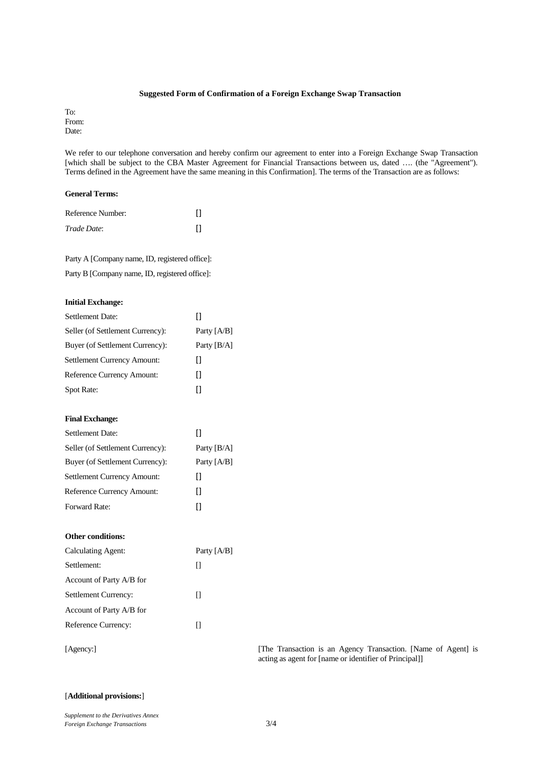**Suggested Form of Confirmation of a Foreign Exchange Swap Transaction**

To:
From:
Date:

We refer to our telephone conversation and hereby confirm our agreement to enter into a Foreign Exchange Swap Transaction [which shall be subject to the CBA Master Agreement for Financial Transactions between us, dated …. (the "Agreement"). Terms defined in the Agreement have the same meaning in this Confirmation]. The terms of the Transaction are as follows:

**General Terms:**

| | |
|---|---|
| Reference Number: | [] |
| *Trade Date*: | [] |

Party A [Company name, ID, registered office]:

Party B [Company name, ID, registered office]:

**Initial Exchange:**

| | |
|---|---|
| Settlement Date: | [] |
| Seller (of Settlement Currency): | Party [A/B] |
| Buyer (of Settlement Currency): | Party [B/A] |
| Settlement Currency Amount: | [] |
| Reference Currency Amount: | [] |
| Spot Rate: | [] |

**Final Exchange:**

| | |
|---|---|
| Settlement Date: | [] |
| Seller (of Settlement Currency): | Party [B/A] |
| Buyer (of Settlement Currency): | Party [A/B] |
| Settlement Currency Amount: | [] |
| Reference Currency Amount: | [] |
| Forward Rate: | [] |

**Other conditions:**

| | |
|---|---|
| Calculating Agent: | Party [A/B] |
| Settlement: | [] |
| Account of Party A/B for Settlement Currency: | [] |
| Account of Party A/B for Reference Currency: | [] |

[Agency:] [The Transaction is an Agency Transaction. [Name of Agent] is acting as agent for [name or identifier of Principal]]

[**Additional provisions:**]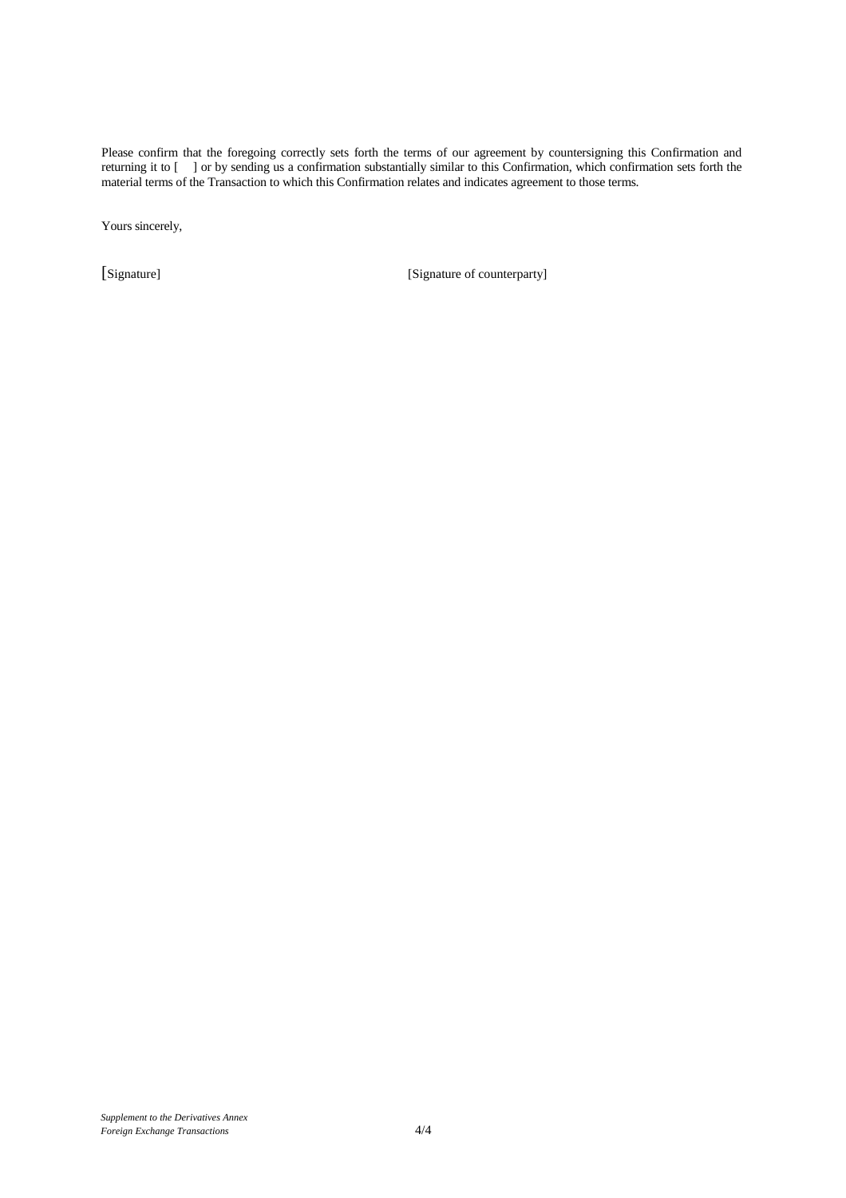Please confirm that the foregoing correctly sets forth the terms of our agreement by countersigning this Confirmation and returning it to [ ] or by sending us a confirmation substantially similar to this Confirmation, which confirmation sets forth the material terms of the Transaction to which this Confirmation relates and indicates agreement to those terms.

Yours sincerely,

[Signature] [Signature of counterparty]